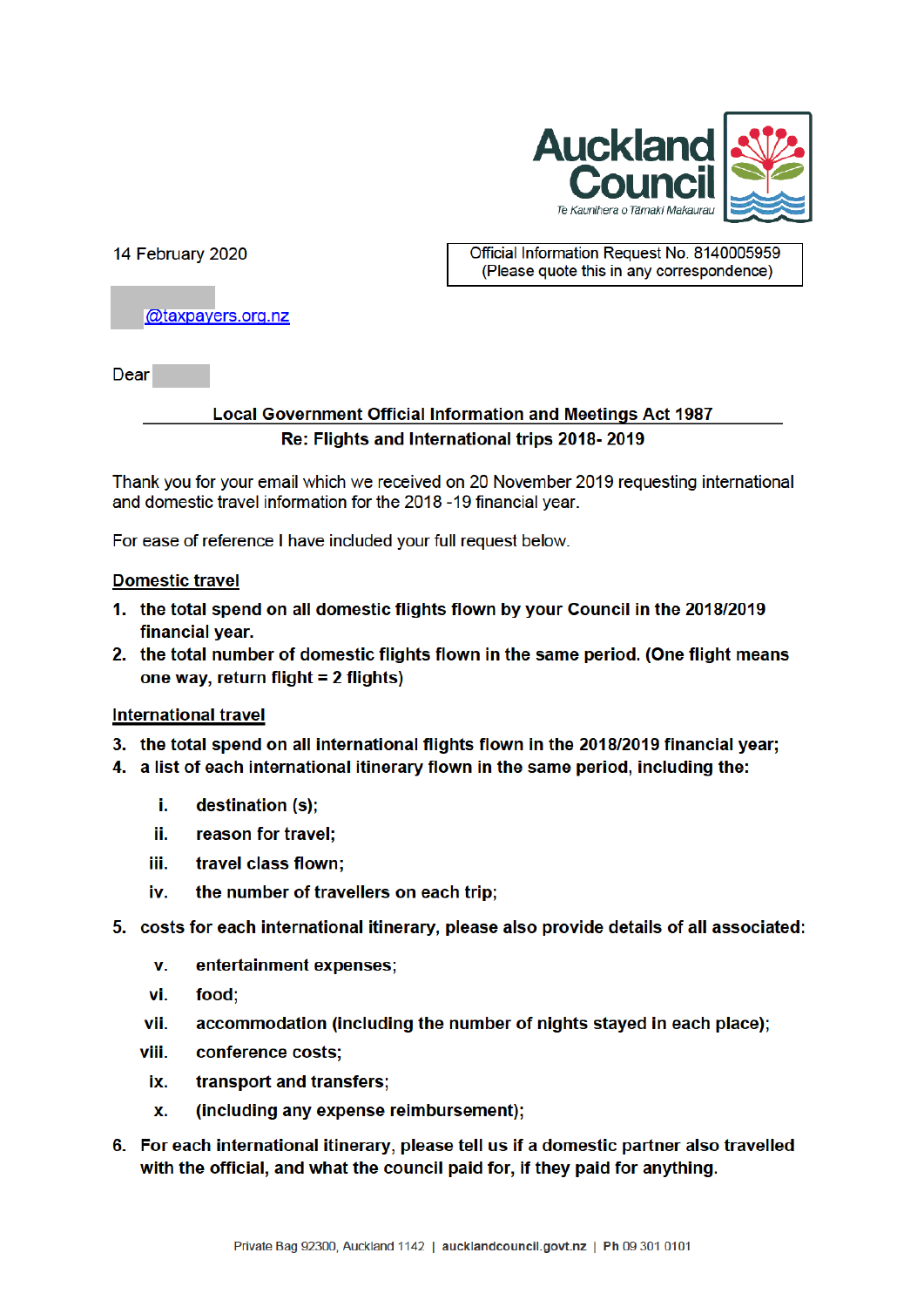Auckland Council
Te Kaunihera o Tāmaki Makaurau

14 February 2020

Official Information Request No. 8140005959
(Please quote this in any correspondence)

@taxpayers.org.nz

Dear

**Local Government Official Information and Meetings Act 1987**
**Re: Flights and International trips 2018- 2019**

Thank you for your email which we received on 20 November 2019 requesting international and domestic travel information for the 2018 -19 financial year.

For ease of reference I have included your full request below.

**Domestic travel**

1. **the total spend on all domestic flights flown by your Council in the 2018/2019 financial year.**
2. **the total number of domestic flights flown in the same period. (One flight means one way, return flight = 2 flights)**

**International travel**

3. **the total spend on all international flights flown in the 2018/2019 financial year;**
4. **a list of each international itinerary flown in the same period, including the:**
    - i. **destination (s);**
    - ii. **reason for travel;**
    - iii. **travel class flown;**
    - iv. **the number of travellers on each trip;**
5. **costs for each international itinerary, please also provide details of all associated:**
    - v. **entertainment expenses;**
    - vi. **food;**
    - vii. **accommodation (including the number of nights stayed in each place);**
    - viii. **conference costs;**
    - ix. **transport and transfers;**
    - x. **(including any expense reimbursement);**
6. **For each international itinerary, please tell us if a domestic partner also travelled with the official, and what the council paid for, if they paid for anything.**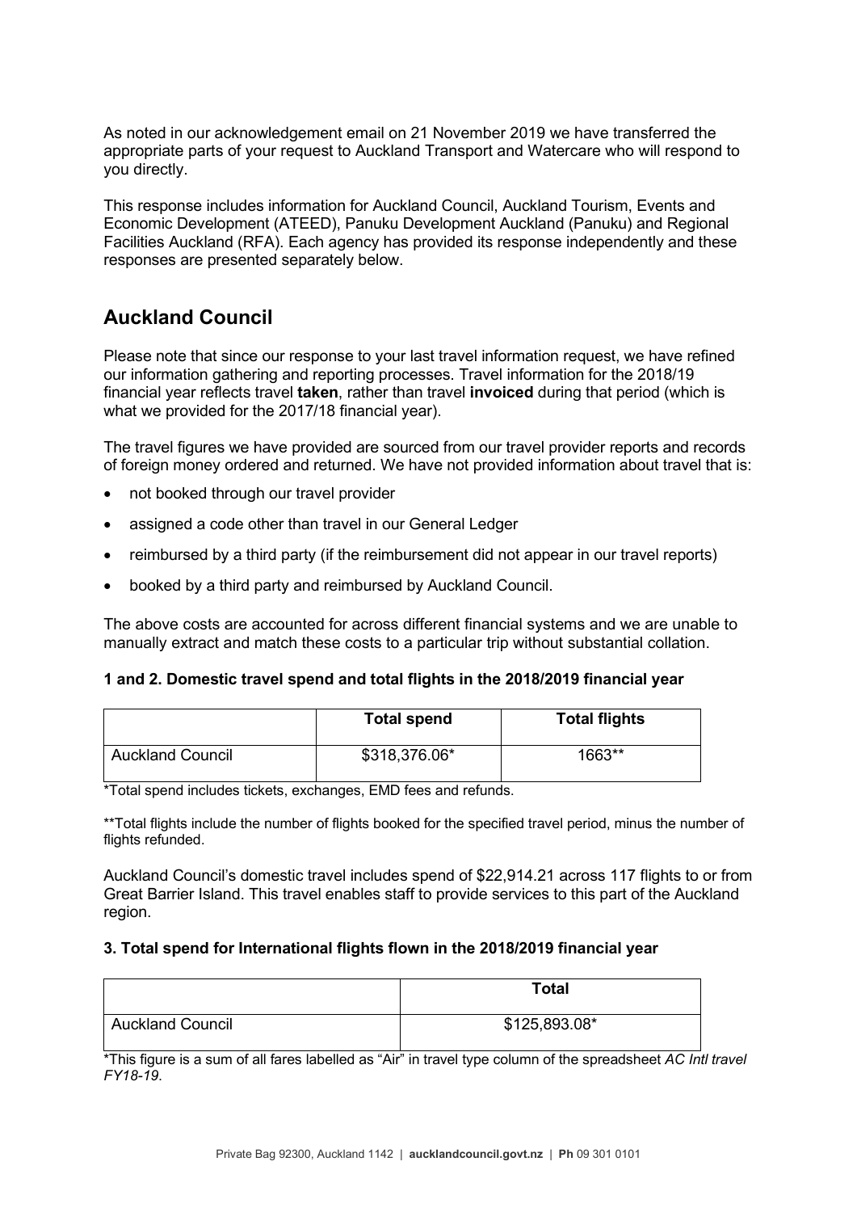As noted in our acknowledgement email on 21 November 2019 we have transferred the appropriate parts of your request to Auckland Transport and Watercare who will respond to you directly.

This response includes information for Auckland Council, Auckland Tourism, Events and Economic Development (ATEED), Panuku Development Auckland (Panuku) and Regional Facilities Auckland (RFA). Each agency has provided its response independently and these responses are presented separately below.

## Auckland Council

Please note that since our response to your last travel information request, we have refined our information gathering and reporting processes. Travel information for the 2018/19 financial year reflects travel **taken**, rather than travel **invoiced** during that period (which is what we provided for the 2017/18 financial year).

The travel figures we have provided are sourced from our travel provider reports and records of foreign money ordered and returned. We have not provided information about travel that is:

- not booked through our travel provider
- assigned a code other than travel in our General Ledger
- reimbursed by a third party (if the reimbursement did not appear in our travel reports)
- booked by a third party and reimbursed by Auckland Council.

The above costs are accounted for across different financial systems and we are unable to manually extract and match these costs to a particular trip without substantial collation.

### 1 and 2. Domestic travel spend and total flights in the 2018/2019 financial year

| | Total spend | Total flights |
|---|---|---|
| Auckland Council | $318,376.06* | 1663** |

*Total spend includes tickets, exchanges, EMD fees and refunds.

**Total flights include the number of flights booked for the specified travel period, minus the number of flights refunded.

Auckland Council's domestic travel includes spend of $22,914.21 across 117 flights to or from Great Barrier Island. This travel enables staff to provide services to this part of the Auckland region.

### 3. Total spend for International flights flown in the 2018/2019 financial year

| | Total |
|---|---|
| Auckland Council | $125,893.08* |

*This figure is a sum of all fares labelled as "Air" in travel type column of the spreadsheet *AC Intl travel FY18-19*.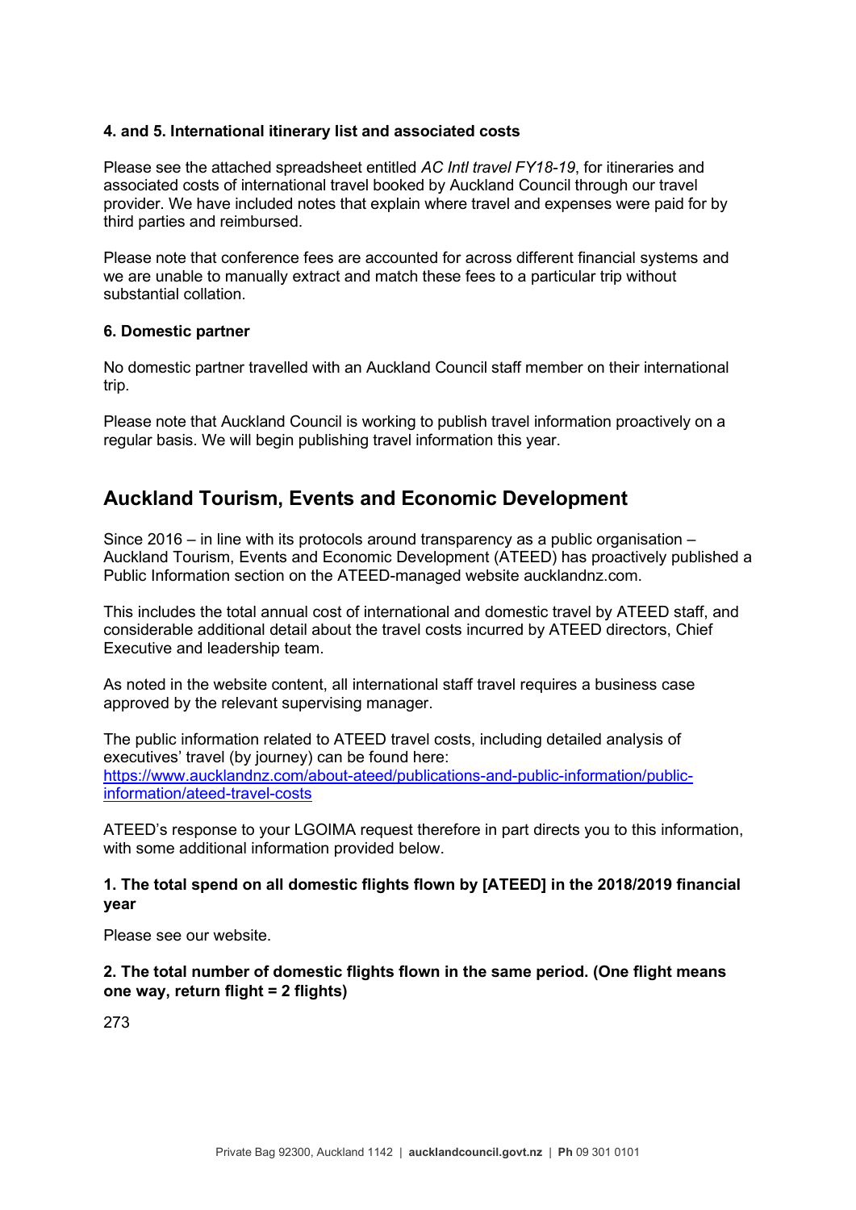**4. and 5. International itinerary list and associated costs**

Please see the attached spreadsheet entitled *AC Intl travel FY18-19*, for itineraries and associated costs of international travel booked by Auckland Council through our travel provider. We have included notes that explain where travel and expenses were paid for by third parties and reimbursed.

Please note that conference fees are accounted for across different financial systems and we are unable to manually extract and match these fees to a particular trip without substantial collation.

**6. Domestic partner**

No domestic partner travelled with an Auckland Council staff member on their international trip.

Please note that Auckland Council is working to publish travel information proactively on a regular basis. We will begin publishing travel information this year.

## Auckland Tourism, Events and Economic Development

Since 2016 – in line with its protocols around transparency as a public organisation – Auckland Tourism, Events and Economic Development (ATEED) has proactively published a Public Information section on the ATEED-managed website aucklandnz.com.

This includes the total annual cost of international and domestic travel by ATEED staff, and considerable additional detail about the travel costs incurred by ATEED directors, Chief Executive and leadership team.

As noted in the website content, all international staff travel requires a business case approved by the relevant supervising manager.

The public information related to ATEED travel costs, including detailed analysis of executives' travel (by journey) can be found here: [https://www.aucklandnz.com/about-ateed/publications-and-public-information/public-information/ateed-travel-costs](https://www.aucklandnz.com/about-ateed/publications-and-public-information/public-information/ateed-travel-costs)

ATEED's response to your LGOIMA request therefore in part directs you to this information, with some additional information provided below.

**1. The total spend on all domestic flights flown by [ATEED] in the 2018/2019 financial year**

Please see our website.

**2. The total number of domestic flights flown in the same period. (One flight means one way, return flight = 2 flights)**

273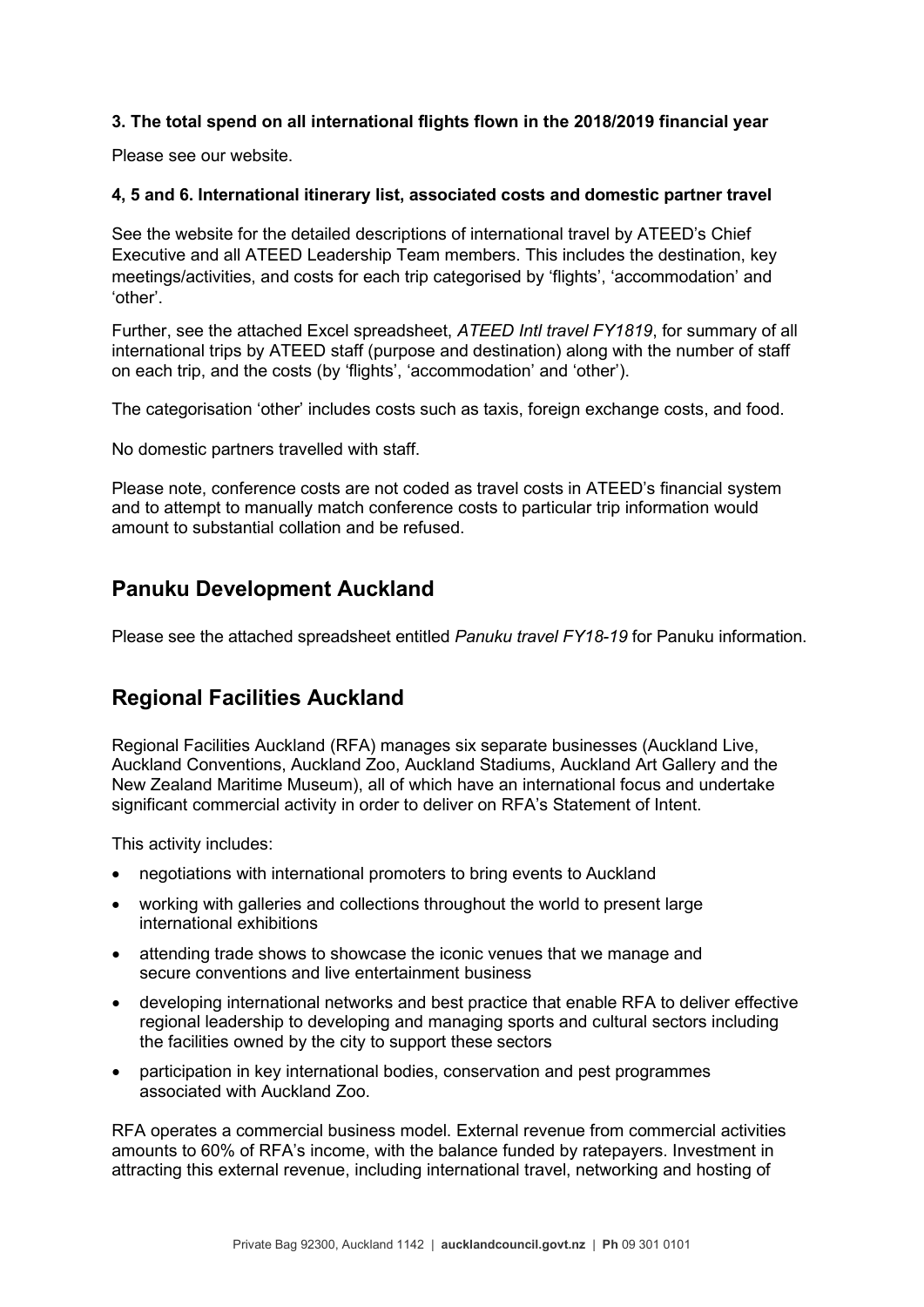**3. The total spend on all international flights flown in the 2018/2019 financial year**

Please see our website.

**4, 5 and 6. International itinerary list, associated costs and domestic partner travel**

See the website for the detailed descriptions of international travel by ATEED's Chief Executive and all ATEED Leadership Team members. This includes the destination, key meetings/activities, and costs for each trip categorised by 'flights', 'accommodation' and 'other'.

Further, see the attached Excel spreadsheet, *ATEED Intl travel FY1819*, for summary of all international trips by ATEED staff (purpose and destination) along with the number of staff on each trip, and the costs (by 'flights', 'accommodation' and 'other').

The categorisation 'other' includes costs such as taxis, foreign exchange costs, and food.

No domestic partners travelled with staff.

Please note, conference costs are not coded as travel costs in ATEED's financial system and to attempt to manually match conference costs to particular trip information would amount to substantial collation and be refused.

## Panuku Development Auckland

Please see the attached spreadsheet entitled *Panuku travel FY18-19* for Panuku information.

## Regional Facilities Auckland

Regional Facilities Auckland (RFA) manages six separate businesses (Auckland Live, Auckland Conventions, Auckland Zoo, Auckland Stadiums, Auckland Art Gallery and the New Zealand Maritime Museum), all of which have an international focus and undertake significant commercial activity in order to deliver on RFA's Statement of Intent.

This activity includes:

- negotiations with international promoters to bring events to Auckland
- working with galleries and collections throughout the world to present large international exhibitions
- attending trade shows to showcase the iconic venues that we manage and secure conventions and live entertainment business
- developing international networks and best practice that enable RFA to deliver effective regional leadership to developing and managing sports and cultural sectors including the facilities owned by the city to support these sectors
- participation in key international bodies, conservation and pest programmes associated with Auckland Zoo.

RFA operates a commercial business model. External revenue from commercial activities amounts to 60% of RFA's income, with the balance funded by ratepayers. Investment in attracting this external revenue, including international travel, networking and hosting of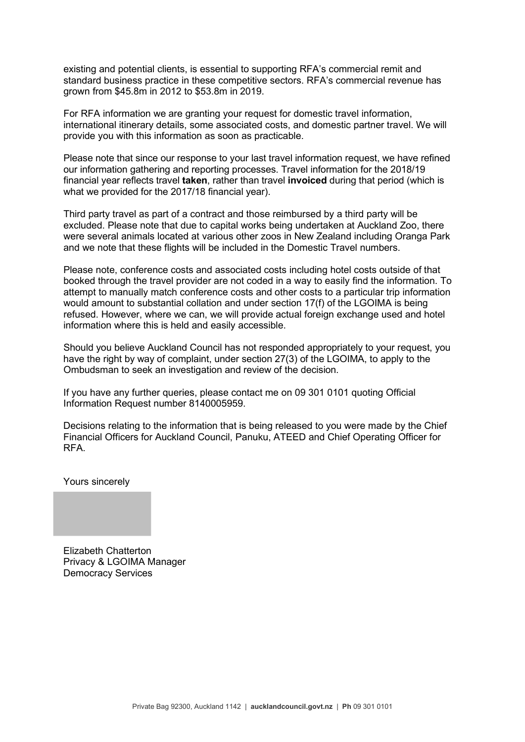existing and potential clients, is essential to supporting RFA's commercial remit and standard business practice in these competitive sectors. RFA's commercial revenue has grown from $45.8m in 2012 to $53.8m in 2019.

For RFA information we are granting your request for domestic travel information, international itinerary details, some associated costs, and domestic partner travel. We will provide you with this information as soon as practicable.

Please note that since our response to your last travel information request, we have refined our information gathering and reporting processes. Travel information for the 2018/19 financial year reflects travel **taken**, rather than travel **invoiced** during that period (which is what we provided for the 2017/18 financial year).

Third party travel as part of a contract and those reimbursed by a third party will be excluded. Please note that due to capital works being undertaken at Auckland Zoo, there were several animals located at various other zoos in New Zealand including Oranga Park and we note that these flights will be included in the Domestic Travel numbers.

Please note, conference costs and associated costs including hotel costs outside of that booked through the travel provider are not coded in a way to easily find the information. To attempt to manually match conference costs and other costs to a particular trip information would amount to substantial collation and under section 17(f) of the LGOIMA is being refused. However, where we can, we will provide actual foreign exchange used and hotel information where this is held and easily accessible.

Should you believe Auckland Council has not responded appropriately to your request, you have the right by way of complaint, under section 27(3) of the LGOIMA, to apply to the Ombudsman to seek an investigation and review of the decision.

If you have any further queries, please contact me on 09 301 0101 quoting Official Information Request number 8140005959.

Decisions relating to the information that is being released to you were made by the Chief Financial Officers for Auckland Council, Panuku, ATEED and Chief Operating Officer for RFA.

Yours sincerely

Elizabeth Chatterton
Privacy & LGOIMA Manager
Democracy Services